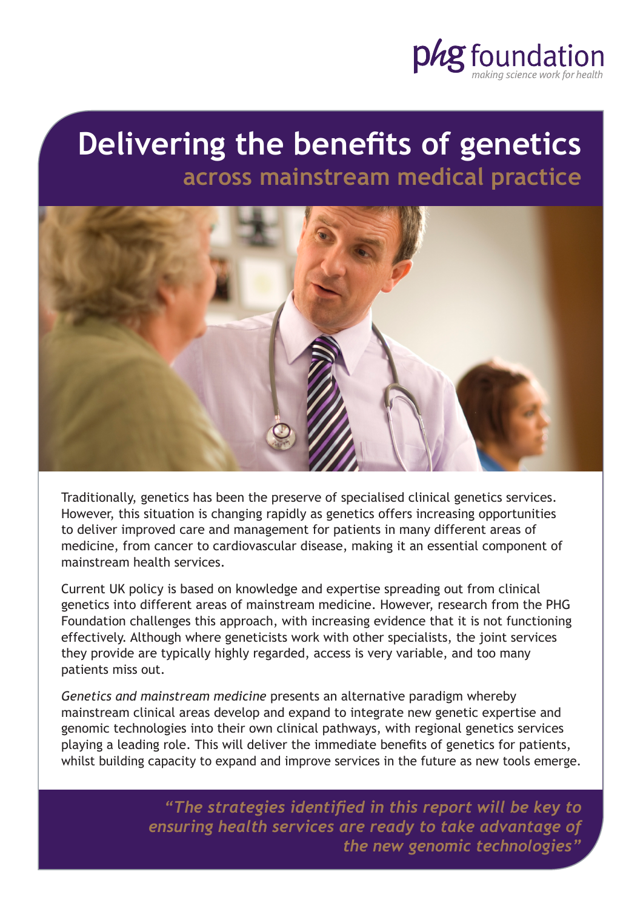phg foundation
*making science work for health*

# Delivering the benefits of genetics
## across mainstream medical practice

Traditionally, genetics has been the preserve of specialised clinical genetics services. However, this situation is changing rapidly as genetics offers increasing opportunities to deliver improved care and management for patients in many different areas of medicine, from cancer to cardiovascular disease, making it an essential component of mainstream health services.

Current UK policy is based on knowledge and expertise spreading out from clinical genetics into different areas of mainstream medicine. However, research from the PHG Foundation challenges this approach, with increasing evidence that it is not functioning effectively. Although where geneticists work with other specialists, the joint services they provide are typically highly regarded, access is very variable, and too many patients miss out.

*Genetics and mainstream medicine* presents an alternative paradigm whereby mainstream clinical areas develop and expand to integrate new genetic expertise and genomic technologies into their own clinical pathways, with regional genetics services playing a leading role. This will deliver the immediate benefits of genetics for patients, whilst building capacity to expand and improve services in the future as new tools emerge.

*"The strategies identified in this report will be key to ensuring health services are ready to take advantage of the new genomic technologies"*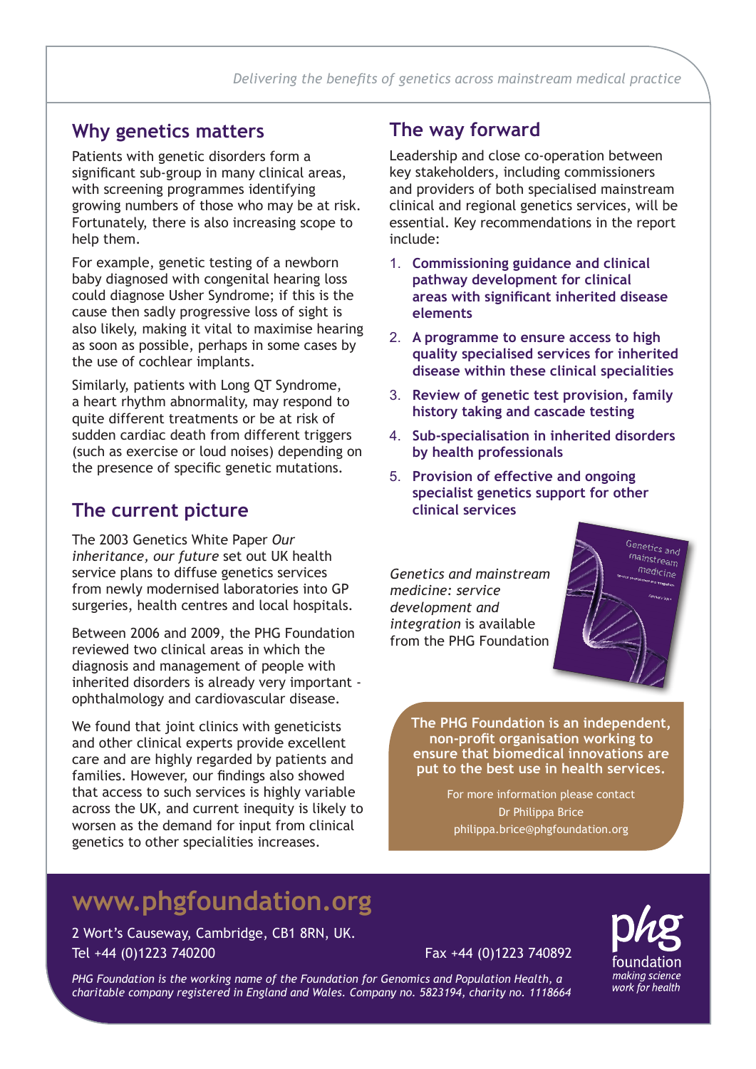## Why genetics matters

Patients with genetic disorders form a significant sub-group in many clinical areas, with screening programmes identifying growing numbers of those who may be at risk. Fortunately, there is also increasing scope to help them.

For example, genetic testing of a newborn baby diagnosed with congenital hearing loss could diagnose Usher Syndrome; if this is the cause then sadly progressive loss of sight is also likely, making it vital to maximise hearing as soon as possible, perhaps in some cases by the use of cochlear implants.

Similarly, patients with Long QT Syndrome, a heart rhythm abnormality, may respond to quite different treatments or be at risk of sudden cardiac death from different triggers (such as exercise or loud noises) depending on the presence of specific genetic mutations.

## The current picture

The 2003 Genetics White Paper *Our inheritance, our future* set out UK health service plans to diffuse genetics services from newly modernised laboratories into GP surgeries, health centres and local hospitals.

Between 2006 and 2009, the PHG Foundation reviewed two clinical areas in which the diagnosis and management of people with inherited disorders is already very important - ophthalmology and cardiovascular disease.

We found that joint clinics with geneticists and other clinical experts provide excellent care and are highly regarded by patients and families. However, our findings also showed that access to such services is highly variable across the UK, and current inequity is likely to worsen as the demand for input from clinical genetics to other specialities increases.

## The way forward

Leadership and close co-operation between key stakeholders, including commissioners and providers of both specialised mainstream clinical and regional genetics services, will be essential. Key recommendations in the report include:

1. **Commissioning guidance and clinical pathway development for clinical areas with significant inherited disease elements**
2. **A programme to ensure access to high quality specialised services for inherited disease within these clinical specialities**
3. **Review of genetic test provision, family history taking and cascade testing**
4. **Sub-specialisation in inherited disorders by health professionals**
5. **Provision of effective and ongoing specialist genetics support for other clinical services**

*Genetics and mainstream medicine: service development and integration* is available from the PHG Foundation

**The PHG Foundation is an independent, non-profit organisation working to ensure that biomedical innovations are put to the best use in health services.**

For more information please contact
Dr Philippa Brice
philippa.brice@phgfoundation.org

## www.phgfoundation.org

2 Wort's Causeway, Cambridge, CB1 8RN, UK.
Tel +44 (0)1223 740200 Fax +44 (0)1223 740892

*PHG Foundation is the working name of the Foundation for Genomics and Population Health, a charitable company registered in England and Wales. Company no. 5823194, charity no. 1118664*

phg foundation
*making science work for health*